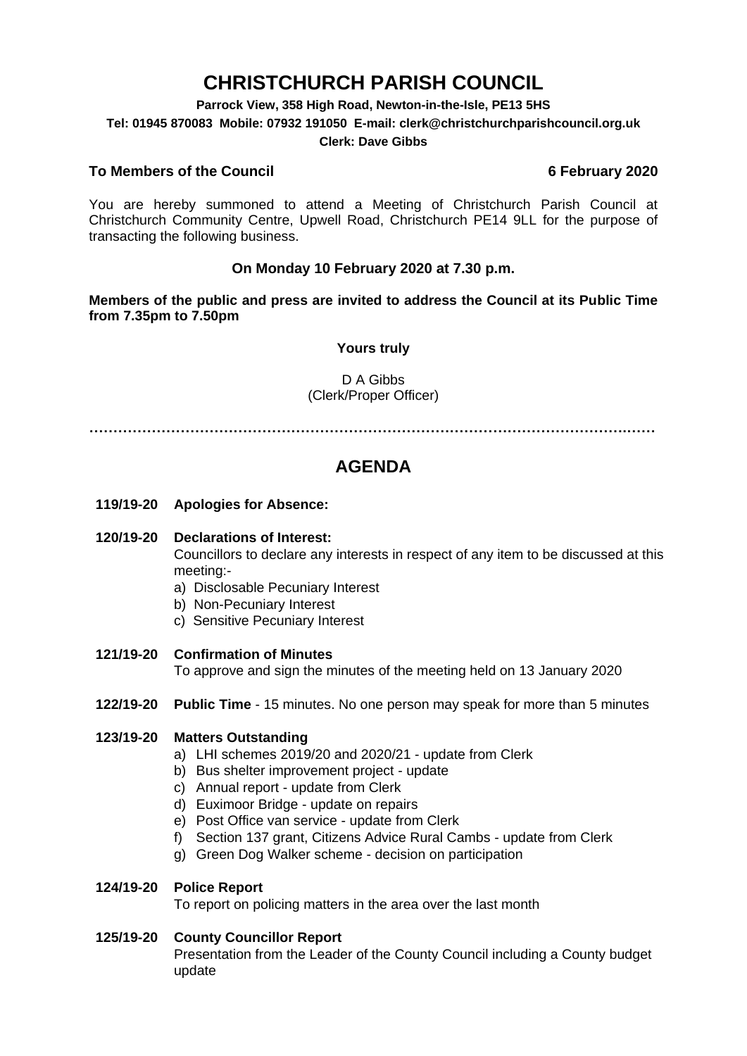# CHRISTCHURCH PARISH COUNCIL

**Parrock View, 358 High Road, Newton-in-the-Isle, PE13 5HS**

**Tel: 01945 870083 Mobile: 07932 191050 E-mail: clerk@christchurchparishcouncil.org.uk**

**Clerk: Dave Gibbs**

**To Members of the Council** **6 February 2020**

You are hereby summoned to attend a Meeting of Christchurch Parish Council at Christchurch Community Centre, Upwell Road, Christchurch PE14 9LL for the purpose of transacting the following business.

**On Monday 10 February 2020 at 7.30 p.m.**

**Members of the public and press are invited to address the Council at its Public Time from 7.35pm to 7.50pm**

**Yours truly**

D A Gibbs
(Clerk/Proper Officer)

…………………………………………………………………………………………………………

## AGENDA

**119/19-20 Apologies for Absence:**

**120/19-20 Declarations of Interest:**
Councillors to declare any interests in respect of any item to be discussed at this meeting:-
a) Disclosable Pecuniary Interest
b) Non-Pecuniary Interest
c) Sensitive Pecuniary Interest

**121/19-20 Confirmation of Minutes**
To approve and sign the minutes of the meeting held on 13 January 2020

**122/19-20 Public Time** - 15 minutes. No one person may speak for more than 5 minutes

**123/19-20 Matters Outstanding**
a) LHI schemes 2019/20 and 2020/21 - update from Clerk
b) Bus shelter improvement project - update
c) Annual report - update from Clerk
d) Euximoor Bridge - update on repairs
e) Post Office van service - update from Clerk
f) Section 137 grant, Citizens Advice Rural Cambs - update from Clerk
g) Green Dog Walker scheme - decision on participation

**124/19-20 Police Report**
To report on policing matters in the area over the last month

**125/19-20 County Councillor Report**
Presentation from the Leader of the County Council including a County budget update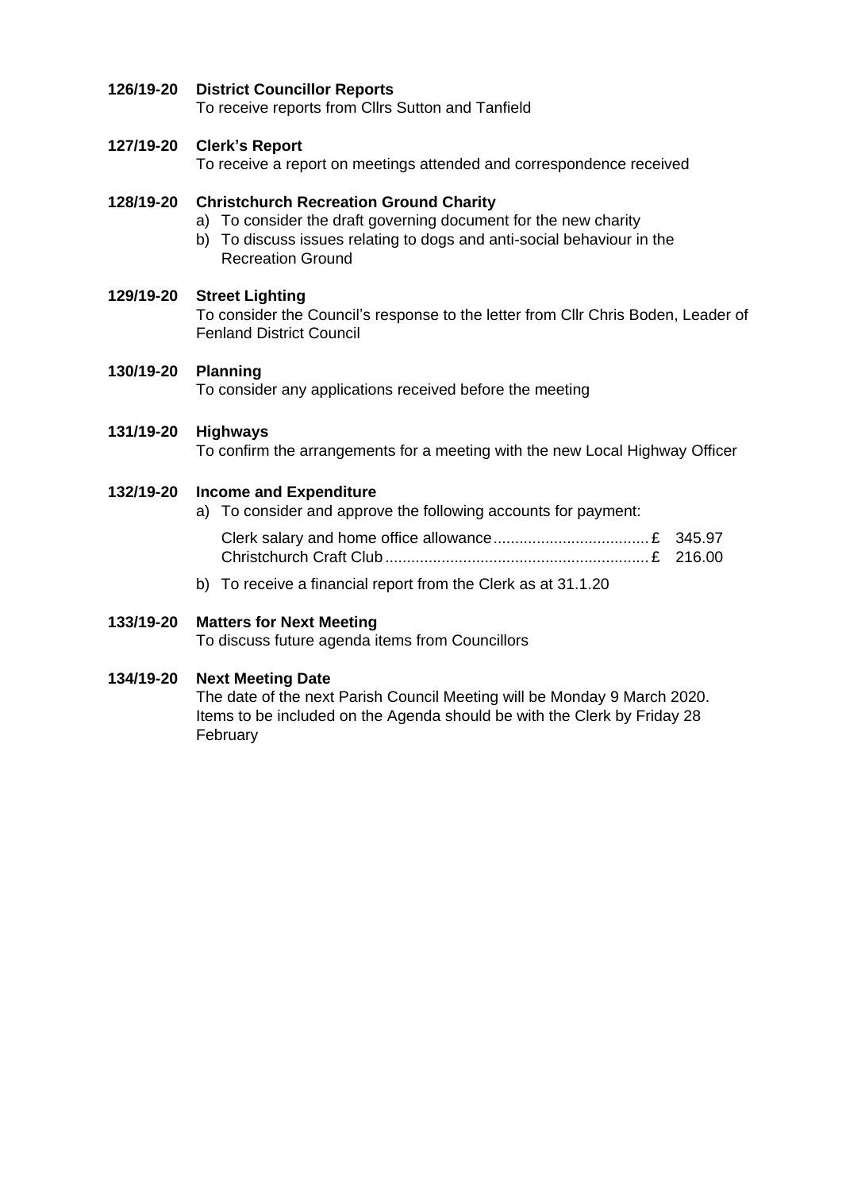**126/19-20 District Councillor Reports**
To receive reports from Cllrs Sutton and Tanfield

**127/19-20 Clerk's Report**
To receive a report on meetings attended and correspondence received

**128/19-20 Christchurch Recreation Ground Charity**

a) To consider the draft governing document for the new charity
b) To discuss issues relating to dogs and anti-social behaviour in the Recreation Ground

**129/19-20 Street Lighting**
To consider the Council's response to the letter from Cllr Chris Boden, Leader of Fenland District Council

**130/19-20 Planning**
To consider any applications received before the meeting

**131/19-20 Highways**
To confirm the arrangements for a meeting with the new Local Highway Officer

**132/19-20 Income and Expenditure**

a) To consider and approve the following accounts for payment:

| | |
|---|---|
| Clerk salary and home office allowance | £ 345.97 |
| Christchurch Craft Club | £ 216.00 |

b) To receive a financial report from the Clerk as at 31.1.20

**133/19-20 Matters for Next Meeting**
To discuss future agenda items from Councillors

**134/19-20 Next Meeting Date**
The date of the next Parish Council Meeting will be Monday 9 March 2020. Items to be included on the Agenda should be with the Clerk by Friday 28 February